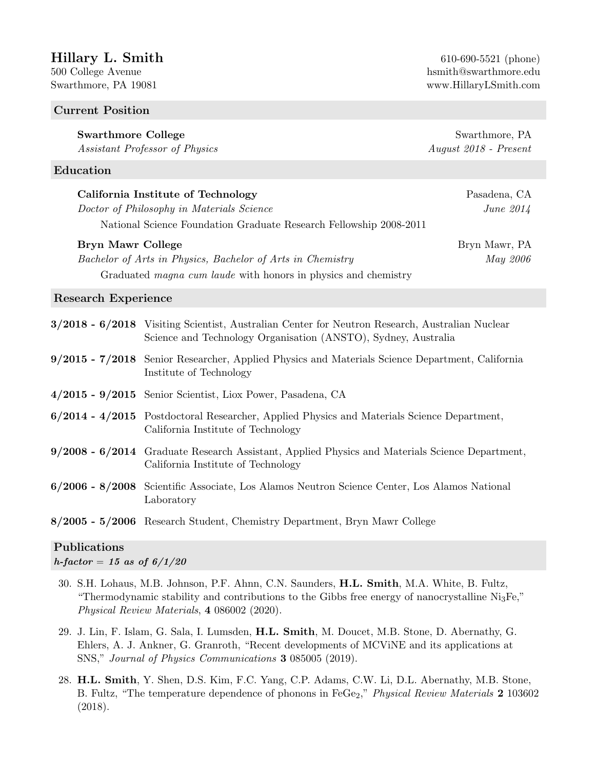# Hillary L. Smith

500 College Avenue
Swarthmore, PA 19081

610-690-5521 (phone)
hsmith@swarthmore.edu
www.HillaryLSmith.com

## Current Position

**Swarthmore College** — Swarthmore, PA
*Assistant Professor of Physics* — *August 2018 - Present*

## Education

**California Institute of Technology** — Pasadena, CA
*Doctor of Philosophy in Materials Science* — *June 2014*
National Science Foundation Graduate Research Fellowship 2008-2011

**Bryn Mawr College** — Bryn Mawr, PA
*Bachelor of Arts in Physics, Bachelor of Arts in Chemistry* — *May 2006*
Graduated *magna cum laude* with honors in physics and chemistry

## Research Experience

**3/2018 - 6/2018** Visiting Scientist, Australian Center for Neutron Research, Australian Nuclear Science and Technology Organisation (ANSTO), Sydney, Australia

**9/2015 - 7/2018** Senior Researcher, Applied Physics and Materials Science Department, California Institute of Technology

**4/2015 - 9/2015** Senior Scientist, Liox Power, Pasadena, CA

**6/2014 - 4/2015** Postdoctoral Researcher, Applied Physics and Materials Science Department, California Institute of Technology

**9/2008 - 6/2014** Graduate Research Assistant, Applied Physics and Materials Science Department, California Institute of Technology

**6/2006 - 8/2008** Scientific Associate, Los Alamos Neutron Science Center, Los Alamos National Laboratory

**8/2005 - 5/2006** Research Student, Chemistry Department, Bryn Mawr College

## Publications

***h-factor = 15 as of 6/1/20***

30. S.H. Lohaus, M.B. Johnson, P.F. Ahnn, C.N. Saunders, **H.L. Smith**, M.A. White, B. Fultz, "Thermodynamic stability and contributions to the Gibbs free energy of nanocrystalline $Ni_3Fe$," *Physical Review Materials*, **4** 086002 (2020).

29. J. Lin, F. Islam, G. Sala, I. Lumsden, **H.L. Smith**, M. Doucet, M.B. Stone, D. Abernathy, G. Ehlers, A. J. Ankner, G. Granroth, "Recent developments of MCViNE and its applications at SNS," *Journal of Physics Communications* **3** 085005 (2019).

28. **H.L. Smith**, Y. Shen, D.S. Kim, F.C. Yang, C.P. Adams, C.W. Li, D.L. Abernathy, M.B. Stone, B. Fultz, "The temperature dependence of phonons in $FeGe_2$," *Physical Review Materials* **2** 103602 (2018).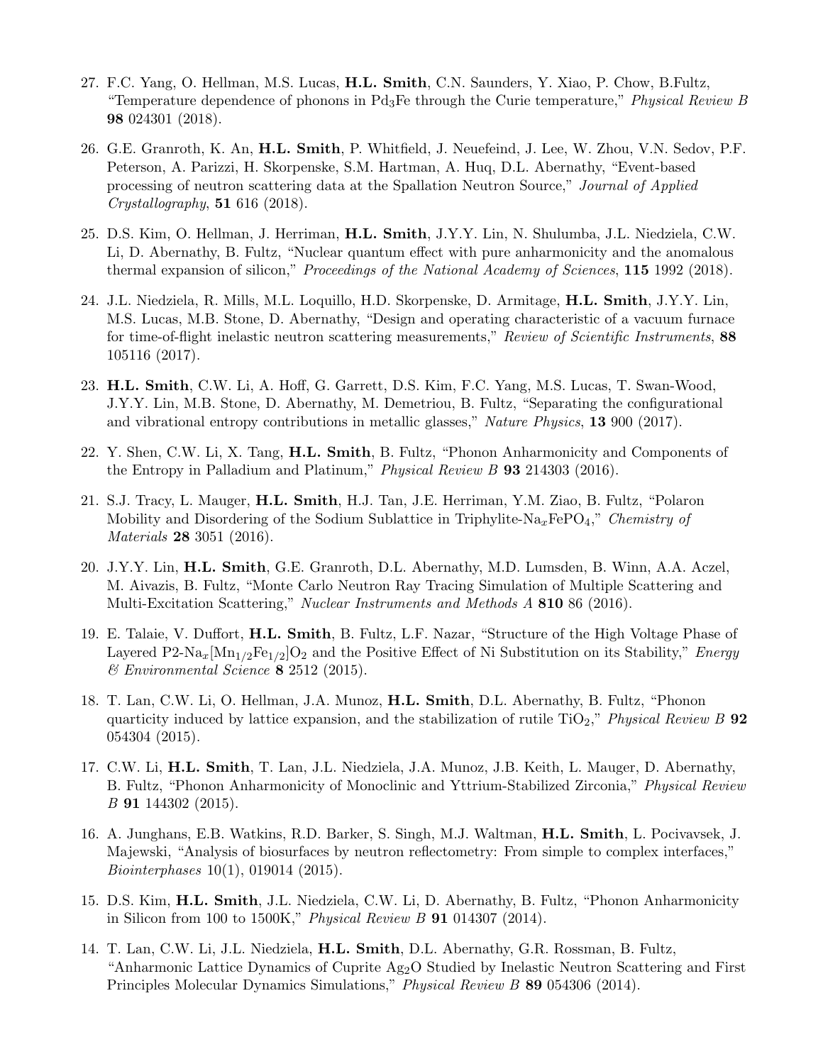27. F.C. Yang, O. Hellman, M.S. Lucas, **H.L. Smith**, C.N. Saunders, Y. Xiao, P. Chow, B.Fultz, "Temperature dependence of phonons in $Pd_3Fe$ through the Curie temperature," *Physical Review B* **98** 024301 (2018).

26. G.E. Granroth, K. An, **H.L. Smith**, P. Whitfield, J. Neuefeind, J. Lee, W. Zhou, V.N. Sedov, P.F. Peterson, A. Parizzi, H. Skorpenske, S.M. Hartman, A. Huq, D.L. Abernathy, "Event-based processing of neutron scattering data at the Spallation Neutron Source," *Journal of Applied Crystallography*, **51** 616 (2018).

25. D.S. Kim, O. Hellman, J. Herriman, **H.L. Smith**, J.Y.Y. Lin, N. Shulumba, J.L. Niedziela, C.W. Li, D. Abernathy, B. Fultz, "Nuclear quantum effect with pure anharmonicity and the anomalous thermal expansion of silicon," *Proceedings of the National Academy of Sciences*, **115** 1992 (2018).

24. J.L. Niedziela, R. Mills, M.L. Loquillo, H.D. Skorpenske, D. Armitage, **H.L. Smith**, J.Y.Y. Lin, M.S. Lucas, M.B. Stone, D. Abernathy, "Design and operating characteristic of a vacuum furnace for time-of-flight inelastic neutron scattering measurements," *Review of Scientific Instruments*, **88** 105116 (2017).

23. **H.L. Smith**, C.W. Li, A. Hoff, G. Garrett, D.S. Kim, F.C. Yang, M.S. Lucas, T. Swan-Wood, J.Y.Y. Lin, M.B. Stone, D. Abernathy, M. Demetriou, B. Fultz, "Separating the configurational and vibrational entropy contributions in metallic glasses," *Nature Physics*, **13** 900 (2017).

22. Y. Shen, C.W. Li, X. Tang, **H.L. Smith**, B. Fultz, "Phonon Anharmonicity and Components of the Entropy in Palladium and Platinum," *Physical Review B* **93** 214303 (2016).

21. S.J. Tracy, L. Mauger, **H.L. Smith**, H.J. Tan, J.E. Herriman, Y.M. Ziao, B. Fultz, "Polaron Mobility and Disordering of the Sodium Sublattice in Triphylite-$Na_xFePO_4$," *Chemistry of Materials* **28** 3051 (2016).

20. J.Y.Y. Lin, **H.L. Smith**, G.E. Granroth, D.L. Abernathy, M.D. Lumsden, B. Winn, A.A. Aczel, M. Aivazis, B. Fultz, "Monte Carlo Neutron Ray Tracing Simulation of Multiple Scattering and Multi-Excitation Scattering," *Nuclear Instruments and Methods A* **810** 86 (2016).

19. E. Talaie, V. Duffort, **H.L. Smith**, B. Fultz, L.F. Nazar, "Structure of the High Voltage Phase of Layered P2-$Na_x[Mn_{1/2}Fe_{1/2}]O_2$ and the Positive Effect of Ni Substitution on its Stability," *Energy & Environmental Science* **8** 2512 (2015).

18. T. Lan, C.W. Li, O. Hellman, J.A. Munoz, **H.L. Smith**, D.L. Abernathy, B. Fultz, "Phonon quarticity induced by lattice expansion, and the stabilization of rutile $TiO_2$," *Physical Review B* **92** 054304 (2015).

17. C.W. Li, **H.L. Smith**, T. Lan, J.L. Niedziela, J.A. Munoz, J.B. Keith, L. Mauger, D. Abernathy, B. Fultz, "Phonon Anharmonicity of Monoclinic and Yttrium-Stabilized Zirconia," *Physical Review B* **91** 144302 (2015).

16. A. Junghans, E.B. Watkins, R.D. Barker, S. Singh, M.J. Waltman, **H.L. Smith**, L. Pocivavsek, J. Majewski, "Analysis of biosurfaces by neutron reflectometry: From simple to complex interfaces," *Biointerphases* 10(1), 019014 (2015).

15. D.S. Kim, **H.L. Smith**, J.L. Niedziela, C.W. Li, D. Abernathy, B. Fultz, "Phonon Anharmonicity in Silicon from 100 to 1500K," *Physical Review B* **91** 014307 (2014).

14. T. Lan, C.W. Li, J.L. Niedziela, **H.L. Smith**, D.L. Abernathy, G.R. Rossman, B. Fultz, "Anharmonic Lattice Dynamics of Cuprite $Ag_2O$ Studied by Inelastic Neutron Scattering and First Principles Molecular Dynamics Simulations," *Physical Review B* **89** 054306 (2014).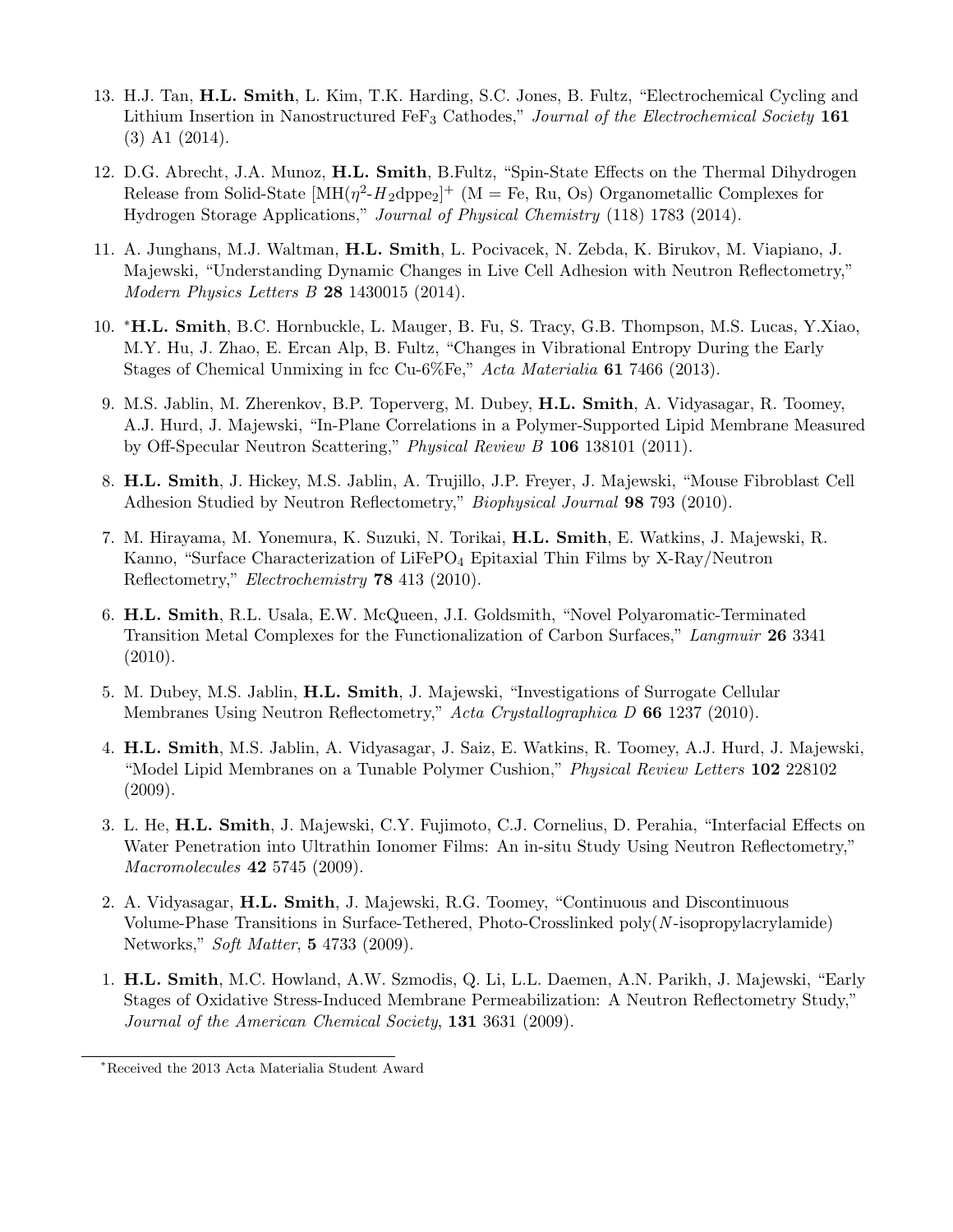13. H.J. Tan, **H.L. Smith**, L. Kim, T.K. Harding, S.C. Jones, B. Fultz, "Electrochemical Cycling and Lithium Insertion in Nanostructured $FeF_3$ Cathodes," *Journal of the Electrochemical Society* **161** (3) A1 (2014).

12. D.G. Abrecht, J.A. Munoz, **H.L. Smith**, B.Fultz, "Spin-State Effects on the Thermal Dihydrogen Release from Solid-State $[MH(\eta^2\text{-}H_2\text{dppe}_2]^+$ (M = Fe, Ru, Os) Organometallic Complexes for Hydrogen Storage Applications," *Journal of Physical Chemistry* (118) 1783 (2014).

11. A. Junghans, M.J. Waltman, **H.L. Smith**, L. Pocivacek, N. Zebda, K. Birukov, M. Viapiano, J. Majewski, "Understanding Dynamic Changes in Live Cell Adhesion with Neutron Reflectometry," *Modern Physics Letters B* **28** 1430015 (2014).

10. *​**H.L. Smith**, B.C. Hornbuckle, L. Mauger, B. Fu, S. Tracy, G.B. Thompson, M.S. Lucas, Y.Xiao, M.Y. Hu, J. Zhao, E. Ercan Alp, B. Fultz, "Changes in Vibrational Entropy During the Early Stages of Chemical Unmixing in fcc Cu-6%Fe," *Acta Materialia* **61** 7466 (2013).

9. M.S. Jablin, M. Zherenkov, B.P. Toperverg, M. Dubey, **H.L. Smith**, A. Vidyasagar, R. Toomey, A.J. Hurd, J. Majewski, "In-Plane Correlations in a Polymer-Supported Lipid Membrane Measured by Off-Specular Neutron Scattering," *Physical Review B* **106** 138101 (2011).

8. **H.L. Smith**, J. Hickey, M.S. Jablin, A. Trujillo, J.P. Freyer, J. Majewski, "Mouse Fibroblast Cell Adhesion Studied by Neutron Reflectometry," *Biophysical Journal* **98** 793 (2010).

7. M. Hirayama, M. Yonemura, K. Suzuki, N. Torikai, **H.L. Smith**, E. Watkins, J. Majewski, R. Kanno, "Surface Characterization of $LiFePO_4$ Epitaxial Thin Films by X-Ray/Neutron Reflectometry," *Electrochemistry* **78** 413 (2010).

6. **H.L. Smith**, R.L. Usala, E.W. McQueen, J.I. Goldsmith, "Novel Polyaromatic-Terminated Transition Metal Complexes for the Functionalization of Carbon Surfaces," *Langmuir* **26** 3341 (2010).

5. M. Dubey, M.S. Jablin, **H.L. Smith**, J. Majewski, "Investigations of Surrogate Cellular Membranes Using Neutron Reflectometry," *Acta Crystallographica D* **66** 1237 (2010).

4. **H.L. Smith**, M.S. Jablin, A. Vidyasagar, J. Saiz, E. Watkins, R. Toomey, A.J. Hurd, J. Majewski, "Model Lipid Membranes on a Tunable Polymer Cushion," *Physical Review Letters* **102** 228102 (2009).

3. L. He, **H.L. Smith**, J. Majewski, C.Y. Fujimoto, C.J. Cornelius, D. Perahia, "Interfacial Effects on Water Penetration into Ultrathin Ionomer Films: An in-situ Study Using Neutron Reflectometry," *Macromolecules* **42** 5745 (2009).

2. A. Vidyasagar, **H.L. Smith**, J. Majewski, R.G. Toomey, "Continuous and Discontinuous Volume-Phase Transitions in Surface-Tethered, Photo-Crosslinked poly(*N*-isopropylacrylamide) Networks," *Soft Matter*, **5** 4733 (2009).

1. **H.L. Smith**, M.C. Howland, A.W. Szmodis, Q. Li, L.L. Daemen, A.N. Parikh, J. Majewski, "Early Stages of Oxidative Stress-Induced Membrane Permeabilization: A Neutron Reflectometry Study," *Journal of the American Chemical Society*, **131** 3631 (2009).

*Received the 2013 Acta Materialia Student Award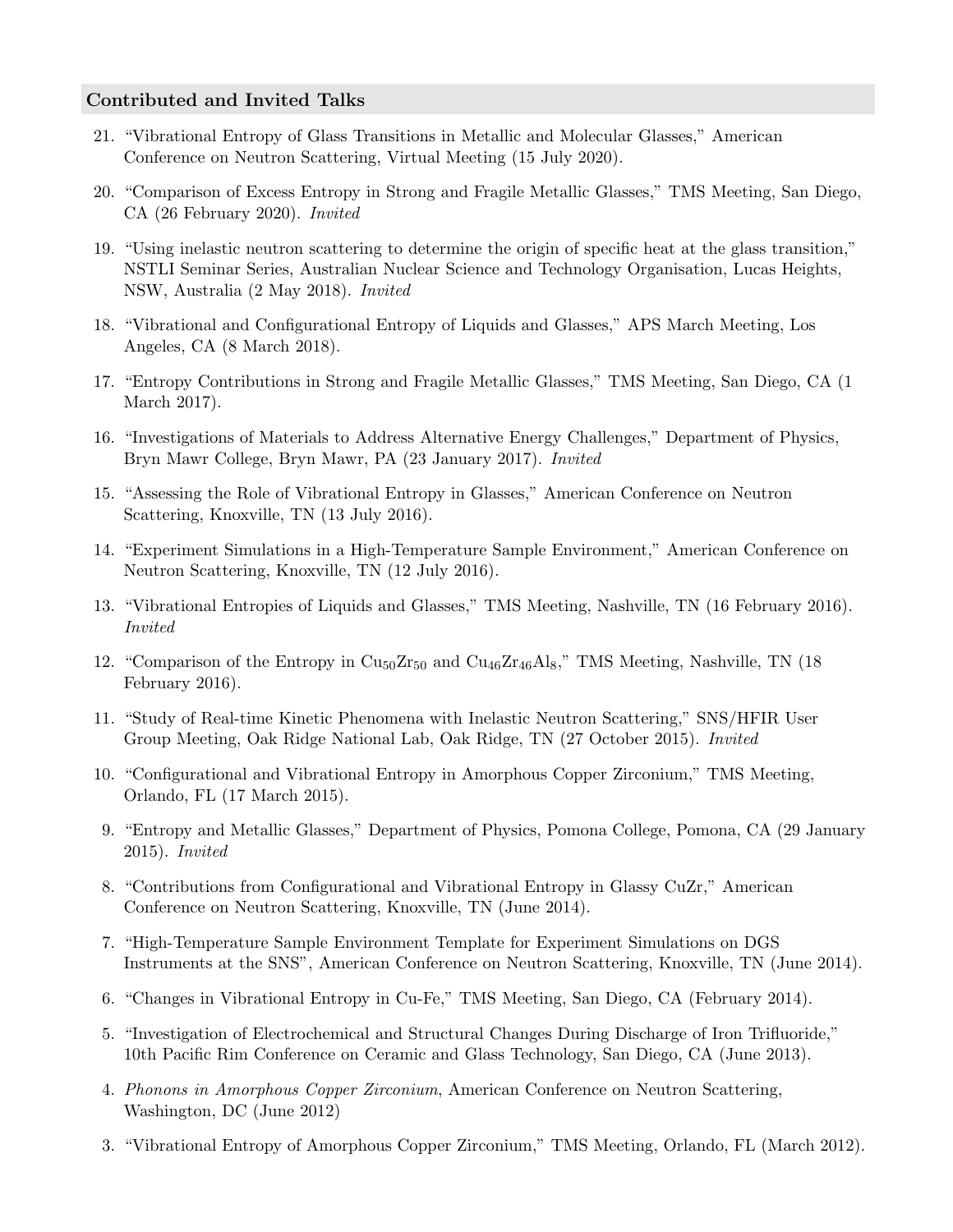## Contributed and Invited Talks

21. "Vibrational Entropy of Glass Transitions in Metallic and Molecular Glasses," American Conference on Neutron Scattering, Virtual Meeting (15 July 2020).

20. "Comparison of Excess Entropy in Strong and Fragile Metallic Glasses," TMS Meeting, San Diego, CA (26 February 2020). *Invited*

19. "Using inelastic neutron scattering to determine the origin of specific heat at the glass transition," NSTLI Seminar Series, Australian Nuclear Science and Technology Organisation, Lucas Heights, NSW, Australia (2 May 2018). *Invited*

18. "Vibrational and Configurational Entropy of Liquids and Glasses," APS March Meeting, Los Angeles, CA (8 March 2018).

17. "Entropy Contributions in Strong and Fragile Metallic Glasses," TMS Meeting, San Diego, CA (1 March 2017).

16. "Investigations of Materials to Address Alternative Energy Challenges," Department of Physics, Bryn Mawr College, Bryn Mawr, PA (23 January 2017). *Invited*

15. "Assessing the Role of Vibrational Entropy in Glasses," American Conference on Neutron Scattering, Knoxville, TN (13 July 2016).

14. "Experiment Simulations in a High-Temperature Sample Environment," American Conference on Neutron Scattering, Knoxville, TN (12 July 2016).

13. "Vibrational Entropies of Liquids and Glasses," TMS Meeting, Nashville, TN (16 February 2016). *Invited*

12. "Comparison of the Entropy in $Cu_{50}Zr_{50}$ and $Cu_{46}Zr_{46}Al_8$," TMS Meeting, Nashville, TN (18 February 2016).

11. "Study of Real-time Kinetic Phenomena with Inelastic Neutron Scattering," SNS/HFIR User Group Meeting, Oak Ridge National Lab, Oak Ridge, TN (27 October 2015). *Invited*

10. "Configurational and Vibrational Entropy in Amorphous Copper Zirconium," TMS Meeting, Orlando, FL (17 March 2015).

9. "Entropy and Metallic Glasses," Department of Physics, Pomona College, Pomona, CA (29 January 2015). *Invited*

8. "Contributions from Configurational and Vibrational Entropy in Glassy CuZr," American Conference on Neutron Scattering, Knoxville, TN (June 2014).

7. "High-Temperature Sample Environment Template for Experiment Simulations on DGS Instruments at the SNS", American Conference on Neutron Scattering, Knoxville, TN (June 2014).

6. "Changes in Vibrational Entropy in Cu-Fe," TMS Meeting, San Diego, CA (February 2014).

5. "Investigation of Electrochemical and Structural Changes During Discharge of Iron Trifluoride," 10th Pacific Rim Conference on Ceramic and Glass Technology, San Diego, CA (June 2013).

4. *Phonons in Amorphous Copper Zirconium*, American Conference on Neutron Scattering, Washington, DC (June 2012)

3. "Vibrational Entropy of Amorphous Copper Zirconium," TMS Meeting, Orlando, FL (March 2012).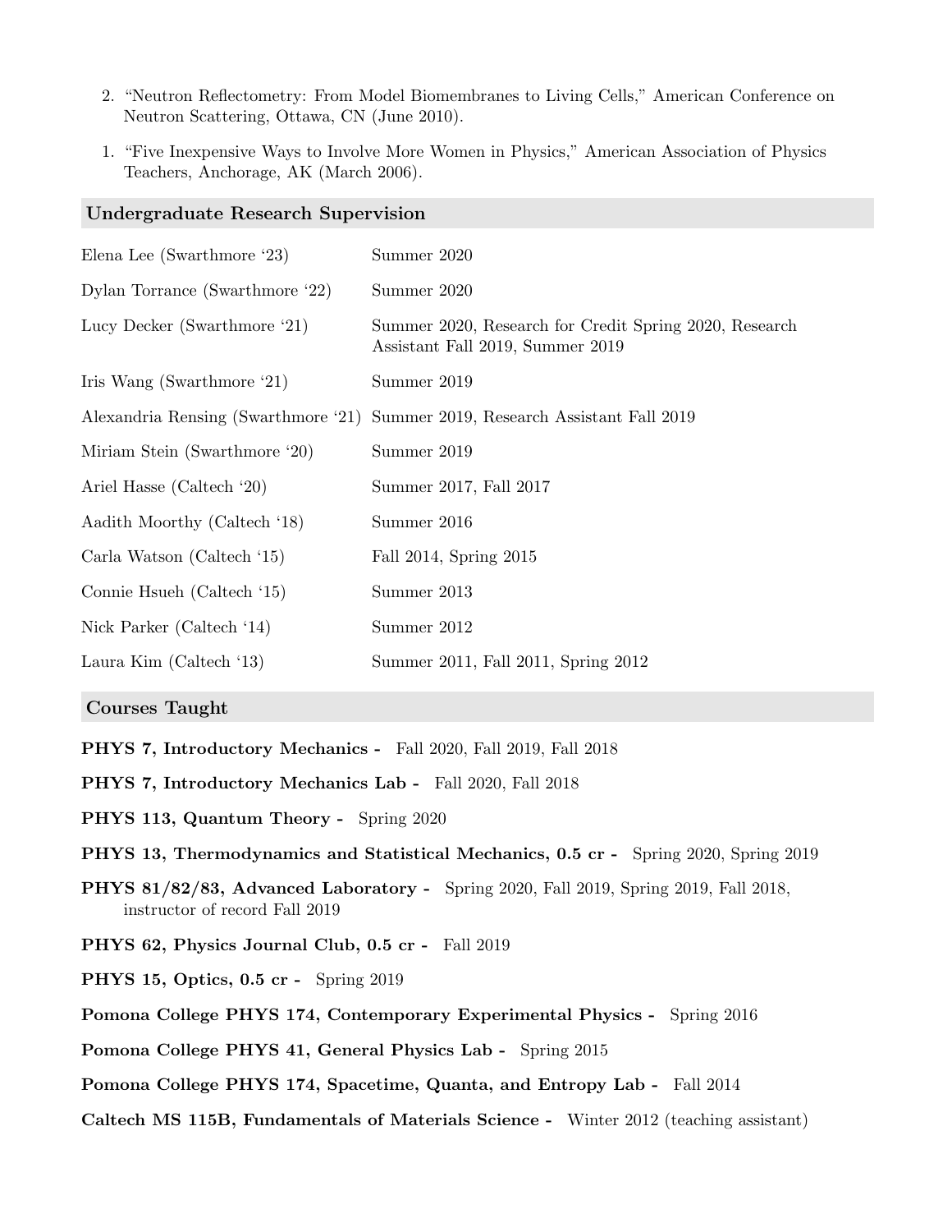2. "Neutron Reflectometry: From Model Biomembranes to Living Cells," American Conference on Neutron Scattering, Ottawa, CN (June 2010).

1. "Five Inexpensive Ways to Involve More Women in Physics," American Association of Physics Teachers, Anchorage, AK (March 2006).

## Undergraduate Research Supervision

| | |
|---|---|
| Elena Lee (Swarthmore '23) | Summer 2020 |
| Dylan Torrance (Swarthmore '22) | Summer 2020 |
| Lucy Decker (Swarthmore '21) | Summer 2020, Research for Credit Spring 2020, Research Assistant Fall 2019, Summer 2019 |
| Iris Wang (Swarthmore '21) | Summer 2019 |
| Alexandria Rensing (Swarthmore '21) | Summer 2019, Research Assistant Fall 2019 |
| Miriam Stein (Swarthmore '20) | Summer 2019 |
| Ariel Hasse (Caltech '20) | Summer 2017, Fall 2017 |
| Aadith Moorthy (Caltech '18) | Summer 2016 |
| Carla Watson (Caltech '15) | Fall 2014, Spring 2015 |
| Connie Hsueh (Caltech '15) | Summer 2013 |
| Nick Parker (Caltech '14) | Summer 2012 |
| Laura Kim (Caltech '13) | Summer 2011, Fall 2011, Spring 2012 |

## Courses Taught

**PHYS 7, Introductory Mechanics -** Fall 2020, Fall 2019, Fall 2018

**PHYS 7, Introductory Mechanics Lab -** Fall 2020, Fall 2018

**PHYS 113, Quantum Theory -** Spring 2020

**PHYS 13, Thermodynamics and Statistical Mechanics, 0.5 cr -** Spring 2020, Spring 2019

**PHYS 81/82/83, Advanced Laboratory -** Spring 2020, Fall 2019, Spring 2019, Fall 2018, instructor of record Fall 2019

**PHYS 62, Physics Journal Club, 0.5 cr -** Fall 2019

**PHYS 15, Optics, 0.5 cr -** Spring 2019

**Pomona College PHYS 174, Contemporary Experimental Physics -** Spring 2016

**Pomona College PHYS 41, General Physics Lab -** Spring 2015

**Pomona College PHYS 174, Spacetime, Quanta, and Entropy Lab -** Fall 2014

**Caltech MS 115B, Fundamentals of Materials Science -** Winter 2012 (teaching assistant)